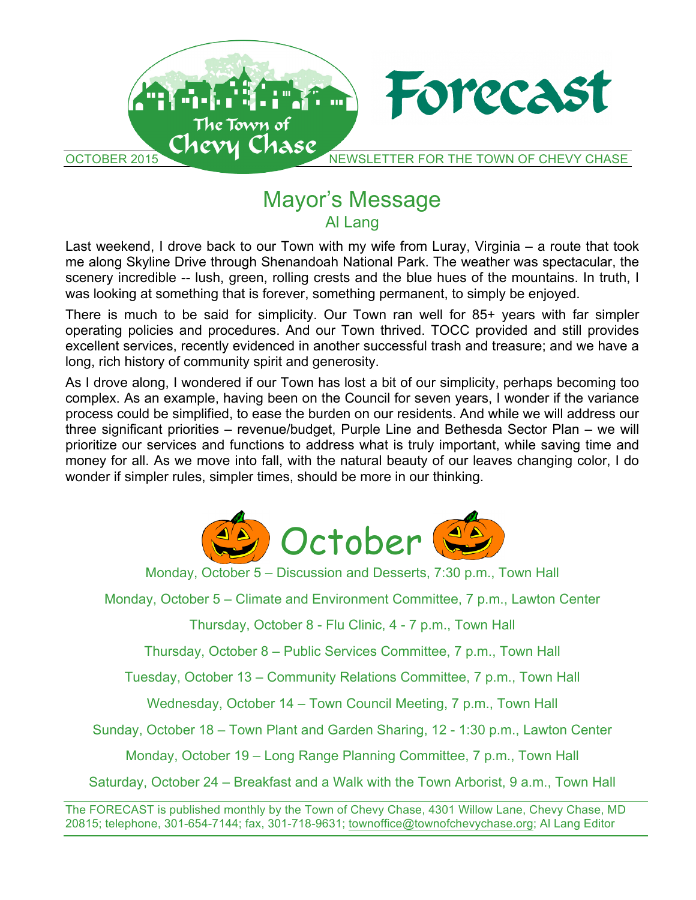# Forecast

The Town of Chevy Chase

OCTOBER 2015 NEWSLETTER FOR THE TOWN OF CHEVY CHASE

## Mayor's Message

### Al Lang

Last weekend, I drove back to our Town with my wife from Luray, Virginia – a route that took me along Skyline Drive through Shenandoah National Park. The weather was spectacular, the scenery incredible -- lush, green, rolling crests and the blue hues of the mountains. In truth, I was looking at something that is forever, something permanent, to simply be enjoyed.

There is much to be said for simplicity. Our Town ran well for 85+ years with far simpler operating policies and procedures. And our Town thrived. TOCC provided and still provides excellent services, recently evidenced in another successful trash and treasure; and we have a long, rich history of community spirit and generosity.

As I drove along, I wondered if our Town has lost a bit of our simplicity, perhaps becoming too complex. As an example, having been on the Council for seven years, I wonder if the variance process could be simplified, to ease the burden on our residents. And while we will address our three significant priorities – revenue/budget, Purple Line and Bethesda Sector Plan – we will prioritize our services and functions to address what is truly important, while saving time and money for all. As we move into fall, with the natural beauty of our leaves changing color, I do wonder if simpler rules, simpler times, should be more in our thinking.

## October

Monday, October 5 – Discussion and Desserts, 7:30 p.m., Town Hall

Monday, October 5 – Climate and Environment Committee, 7 p.m., Lawton Center

Thursday, October 8 - Flu Clinic, 4 - 7 p.m., Town Hall

Thursday, October 8 – Public Services Committee, 7 p.m., Town Hall

Tuesday, October 13 – Community Relations Committee, 7 p.m., Town Hall

Wednesday, October 14 – Town Council Meeting, 7 p.m., Town Hall

Sunday, October 18 – Town Plant and Garden Sharing, 12 - 1:30 p.m., Lawton Center

Monday, October 19 – Long Range Planning Committee, 7 p.m., Town Hall

Saturday, October 24 – Breakfast and a Walk with the Town Arborist, 9 a.m., Town Hall

The FORECAST is published monthly by the Town of Chevy Chase, 4301 Willow Lane, Chevy Chase, MD 20815; telephone, 301-654-7144; fax, 301-718-9631; townoffice@townofchevychase.org; Al Lang Editor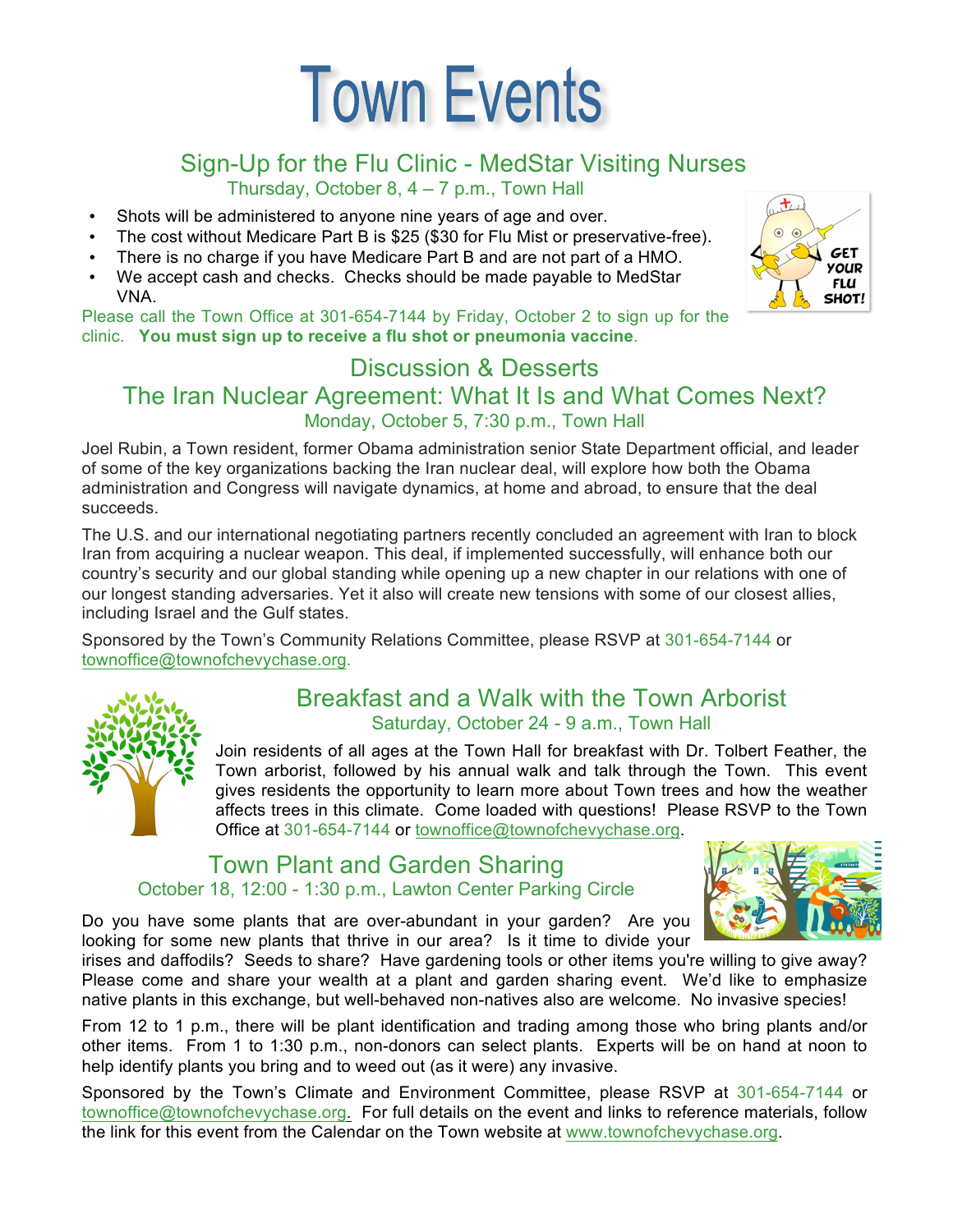# Town Events

## Sign-Up for the Flu Clinic - MedStar Visiting Nurses

Thursday, October 8, 4 – 7 p.m., Town Hall

- Shots will be administered to anyone nine years of age and over.
- The cost without Medicare Part B is $25 ($30 for Flu Mist or preservative-free).
- There is no charge if you have Medicare Part B and are not part of a HMO.
- We accept cash and checks. Checks should be made payable to MedStar VNA.

Please call the Town Office at 301-654-7144 by Friday, October 2 to sign up for the clinic. **You must sign up to receive a flu shot or pneumonia vaccine**.

## Discussion & Desserts

## The Iran Nuclear Agreement: What It Is and What Comes Next?

Monday, October 5, 7:30 p.m., Town Hall

Joel Rubin, a Town resident, former Obama administration senior State Department official, and leader of some of the key organizations backing the Iran nuclear deal, will explore how both the Obama administration and Congress will navigate dynamics, at home and abroad, to ensure that the deal succeeds.

The U.S. and our international negotiating partners recently concluded an agreement with Iran to block Iran from acquiring a nuclear weapon. This deal, if implemented successfully, will enhance both our country's security and our global standing while opening up a new chapter in our relations with one of our longest standing adversaries. Yet it also will create new tensions with some of our closest allies, including Israel and the Gulf states.

Sponsored by the Town's Community Relations Committee, please RSVP at 301-654-7144 or townoffice@townofchevychase.org.

## Breakfast and a Walk with the Town Arborist

Saturday, October 24 - 9 a.m., Town Hall

Join residents of all ages at the Town Hall for breakfast with Dr. Tolbert Feather, the Town arborist, followed by his annual walk and talk through the Town. This event gives residents the opportunity to learn more about Town trees and how the weather affects trees in this climate. Come loaded with questions! Please RSVP to the Town Office at 301-654-7144 or townoffice@townofchevychase.org.

## Town Plant and Garden Sharing

October 18, 12:00 - 1:30 p.m., Lawton Center Parking Circle

Do you have some plants that are over-abundant in your garden? Are you looking for some new plants that thrive in our area? Is it time to divide your irises and daffodils? Seeds to share? Have gardening tools or other items you're willing to give away? Please come and share your wealth at a plant and garden sharing event. We'd like to emphasize native plants in this exchange, but well-behaved non-natives also are welcome. No invasive species!

From 12 to 1 p.m., there will be plant identification and trading among those who bring plants and/or other items. From 1 to 1:30 p.m., non-donors can select plants. Experts will be on hand at noon to help identify plants you bring and to weed out (as it were) any invasive.

Sponsored by the Town's Climate and Environment Committee, please RSVP at 301-654-7144 or townoffice@townofchevychase.org. For full details on the event and links to reference materials, follow the link for this event from the Calendar on the Town website at www.townofchevychase.org.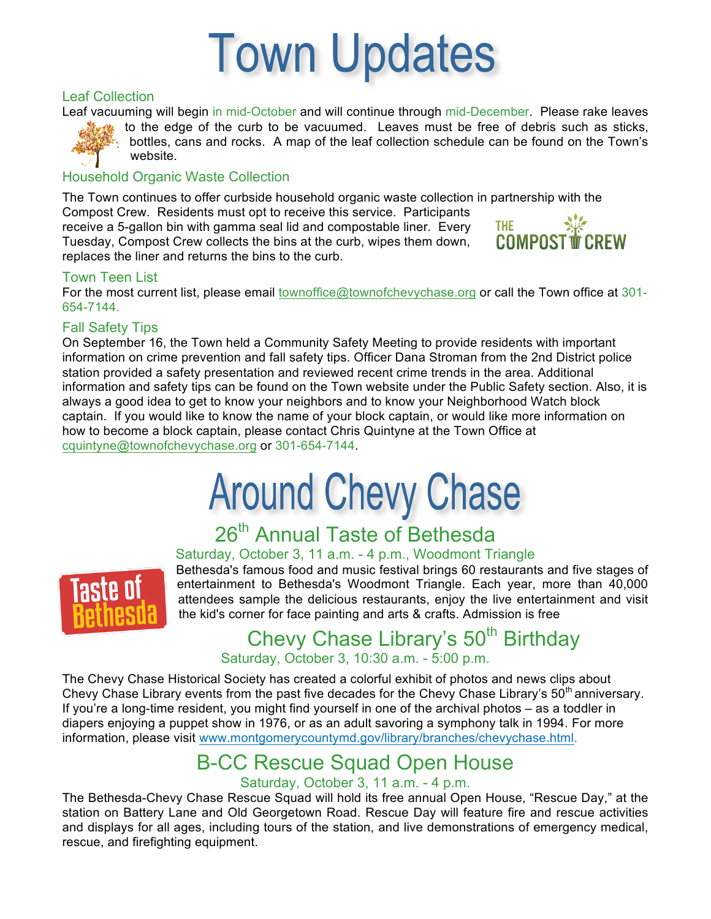# Town Updates

## Leaf Collection

Leaf vacuuming will begin in mid-October and will continue through mid-December. Please rake leaves to the edge of the curb to be vacuumed. Leaves must be free of debris such as sticks, bottles, cans and rocks. A map of the leaf collection schedule can be found on the Town's website.

## Household Organic Waste Collection

The Town continues to offer curbside household organic waste collection in partnership with the Compost Crew. Residents must opt to receive this service. Participants receive a 5-gallon bin with gamma seal lid and compostable liner. Every Tuesday, Compost Crew collects the bins at the curb, wipes them down, replaces the liner and returns the bins to the curb.

## Town Teen List

For the most current list, please email townoffice@townofchevychase.org or call the Town office at 301-654-7144.

## Fall Safety Tips

On September 16, the Town held a Community Safety Meeting to provide residents with important information on crime prevention and fall safety tips. Officer Dana Stroman from the 2nd District police station provided a safety presentation and reviewed recent crime trends in the area. Additional information and safety tips can be found on the Town website under the Public Safety section. Also, it is always a good idea to get to know your neighbors and to know your Neighborhood Watch block captain. If you would like to know the name of your block captain, or would like more information on how to become a block captain, please contact Chris Quintyne at the Town Office at cquintyne@townofchevychase.org or 301-654-7144.

# Around Chevy Chase

## 26th Annual Taste of Bethesda

### Saturday, October 3, 11 a.m. - 4 p.m., Woodmont Triangle

Bethesda's famous food and music festival brings 60 restaurants and five stages of entertainment to Bethesda's Woodmont Triangle. Each year, more than 40,000 attendees sample the delicious restaurants, enjoy the live entertainment and visit the kid's corner for face painting and arts & crafts. Admission is free

## Chevy Chase Library's 50th Birthday

### Saturday, October 3, 10:30 a.m. - 5:00 p.m.

The Chevy Chase Historical Society has created a colorful exhibit of photos and news clips about Chevy Chase Library events from the past five decades for the Chevy Chase Library's 50th anniversary. If you're a long-time resident, you might find yourself in one of the archival photos – as a toddler in diapers enjoying a puppet show in 1976, or as an adult savoring a symphony talk in 1994. For more information, please visit www.montgomerycountymd.gov/library/branches/chevychase.html.

## B-CC Rescue Squad Open House

### Saturday, October 3, 11 a.m. - 4 p.m.

The Bethesda-Chevy Chase Rescue Squad will hold its free annual Open House, "Rescue Day," at the station on Battery Lane and Old Georgetown Road. Rescue Day will feature fire and rescue activities and displays for all ages, including tours of the station, and live demonstrations of emergency medical, rescue, and firefighting equipment.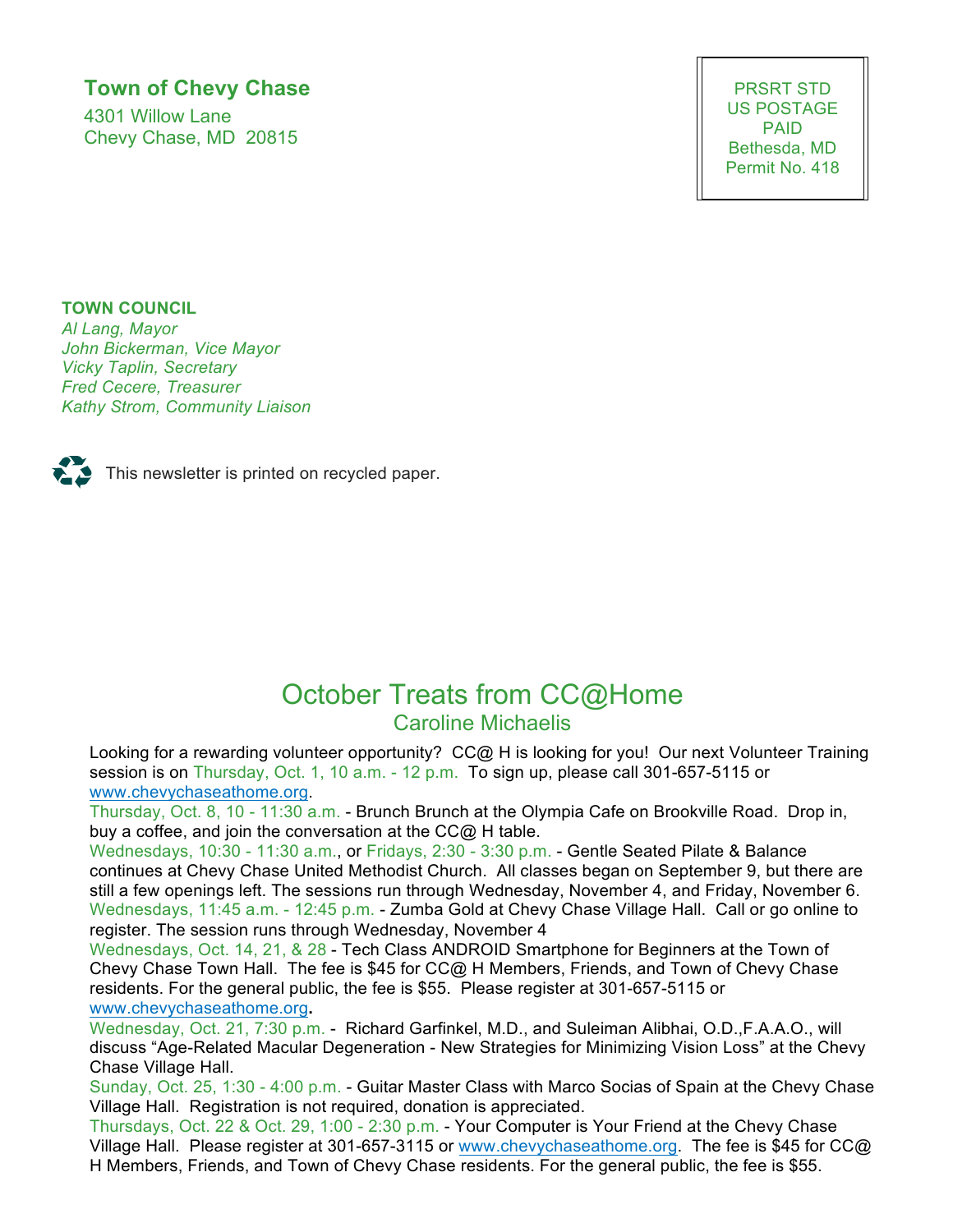**Town of Chevy Chase**

4301 Willow Lane
Chevy Chase, MD 20815

PRSRT STD
US POSTAGE
PAID
Bethesda, MD
Permit No. 418

**TOWN COUNCIL**

*Al Lang, Mayor*
*John Bickerman, Vice Mayor*
*Vicky Taplin, Secretary*
*Fred Cecere, Treasurer*
*Kathy Strom, Community Liaison*

This newsletter is printed on recycled paper.

# October Treats from CC@Home

## Caroline Michaelis

Looking for a rewarding volunteer opportunity? CC@ H is looking for you! Our next Volunteer Training session is on Thursday, Oct. 1, 10 a.m. - 12 p.m. To sign up, please call 301-657-5115 or www.chevychaseathome.org.

Thursday, Oct. 8, 10 - 11:30 a.m. - Brunch Brunch at the Olympia Cafe on Brookville Road. Drop in, buy a coffee, and join the conversation at the CC@ H table.

Wednesdays, 10:30 - 11:30 a.m., or Fridays, 2:30 - 3:30 p.m. - Gentle Seated Pilate & Balance continues at Chevy Chase United Methodist Church. All classes began on September 9, but there are still a few openings left. The sessions run through Wednesday, November 4, and Friday, November 6.

Wednesdays, 11:45 a.m. - 12:45 p.m. - Zumba Gold at Chevy Chase Village Hall. Call or go online to register. The session runs through Wednesday, November 4

Wednesdays, Oct. 14, 21, & 28 - Tech Class ANDROID Smartphone for Beginners at the Town of Chevy Chase Town Hall. The fee is $45 for CC@ H Members, Friends, and Town of Chevy Chase residents. For the general public, the fee is $55. Please register at 301-657-5115 or www.chevychaseathome.org.

Wednesday, Oct. 21, 7:30 p.m. - Richard Garfinkel, M.D., and Suleiman Alibhai, O.D.,F.A.A.O., will discuss "Age-Related Macular Degeneration - New Strategies for Minimizing Vision Loss" at the Chevy Chase Village Hall.

Sunday, Oct. 25, 1:30 - 4:00 p.m. - Guitar Master Class with Marco Socias of Spain at the Chevy Chase Village Hall. Registration is not required, donation is appreciated.

Thursdays, Oct. 22 & Oct. 29, 1:00 - 2:30 p.m. - Your Computer is Your Friend at the Chevy Chase Village Hall. Please register at 301-657-3115 or www.chevychaseathome.org. The fee is $45 for CC@ H Members, Friends, and Town of Chevy Chase residents. For the general public, the fee is $55.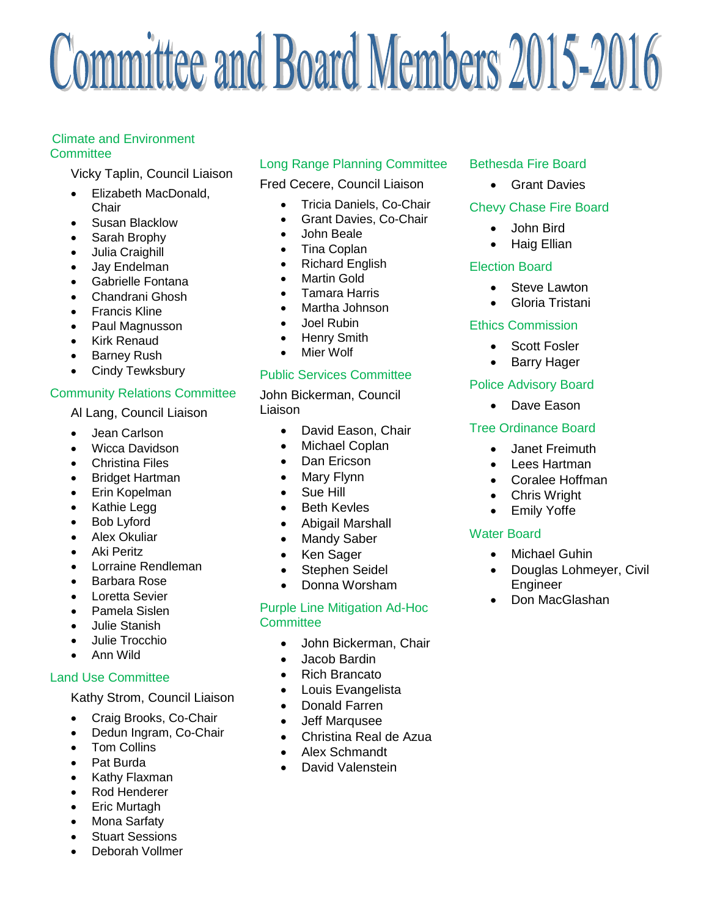# Committee and Board Members 2015-2016

## Climate and Environment Committee

Vicky Taplin, Council Liaison

- Elizabeth MacDonald, Chair
- Susan Blacklow
- Sarah Brophy
- Julia Craighill
- Jay Endelman
- Gabrielle Fontana
- Chandrani Ghosh
- Francis Kline
- Paul Magnusson
- Kirk Renaud
- Barney Rush
- Cindy Tewksbury

## Community Relations Committee

Al Lang, Council Liaison

- Jean Carlson
- Wicca Davidson
- Christina Files
- Bridget Hartman
- Erin Kopelman
- Kathie Legg
- Bob Lyford
- Alex Okuliar
- Aki Peritz
- Lorraine Rendleman
- Barbara Rose
- Loretta Sevier
- Pamela Sislen
- Julie Stanish
- Julie Trocchio
- Ann Wild

## Land Use Committee

Kathy Strom, Council Liaison

- Craig Brooks, Co-Chair
- Dedun Ingram, Co-Chair
- Tom Collins
- Pat Burda
- Kathy Flaxman
- Rod Henderer
- Eric Murtagh
- Mona Sarfaty
- Stuart Sessions
- Deborah Vollmer

## Long Range Planning Committee

Fred Cecere, Council Liaison

- Tricia Daniels, Co-Chair
- Grant Davies, Co-Chair
- John Beale
- Tina Coplan
- Richard English
- Martin Gold
- Tamara Harris
- Martha Johnson
- Joel Rubin
- Henry Smith
- Mier Wolf

## Public Services Committee

John Bickerman, Council Liaison

- David Eason, Chair
- Michael Coplan
- Dan Ericson
- Mary Flynn
- Sue Hill
- Beth Kevles
- Abigail Marshall
- Mandy Saber
- Ken Sager
- Stephen Seidel
- Donna Worsham

## Purple Line Mitigation Ad-Hoc Committee

- John Bickerman, Chair
- Jacob Bardin
- Rich Brancato
- Louis Evangelista
- Donald Farren
- Jeff Marqusee
- Christina Real de Azua
- Alex Schmandt
- David Valenstein

## Bethesda Fire Board

- Grant Davies

## Chevy Chase Fire Board

- John Bird
- Haig Ellian

## Election Board

- Steve Lawton
- Gloria Tristani

## Ethics Commission

- Scott Fosler
- Barry Hager

## Police Advisory Board

- Dave Eason

## Tree Ordinance Board

- Janet Freimuth
- Lees Hartman
- Coralee Hoffman
- Chris Wright
- Emily Yoffe

## Water Board

- Michael Guhin
- Douglas Lohmeyer, Civil Engineer
- Don MacGlashan